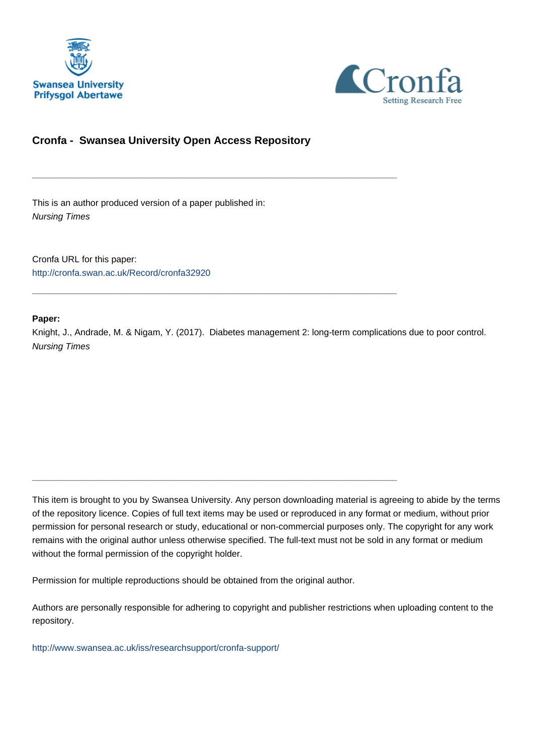# Cronfa - Swansea University Open Access Repository

---

This is an author produced version of a paper published in:
*Nursing Times*

Cronfa URL for this paper:
http://cronfa.swan.ac.uk/Record/cronfa32920

---

**Paper:**
Knight, J., Andrade, M. & Nigam, Y. (2017). Diabetes management 2: long-term complications due to poor control. *Nursing Times*

---

This item is brought to you by Swansea University. Any person downloading material is agreeing to abide by the terms of the repository licence. Copies of full text items may be used or reproduced in any format or medium, without prior permission for personal research or study, educational or non-commercial purposes only. The copyright for any work remains with the original author unless otherwise specified. The full-text must not be sold in any format or medium without the formal permission of the copyright holder.

Permission for multiple reproductions should be obtained from the original author.

Authors are personally responsible for adhering to copyright and publisher restrictions when uploading content to the repository.

http://www.swansea.ac.uk/iss/researchsupport/cronfa-support/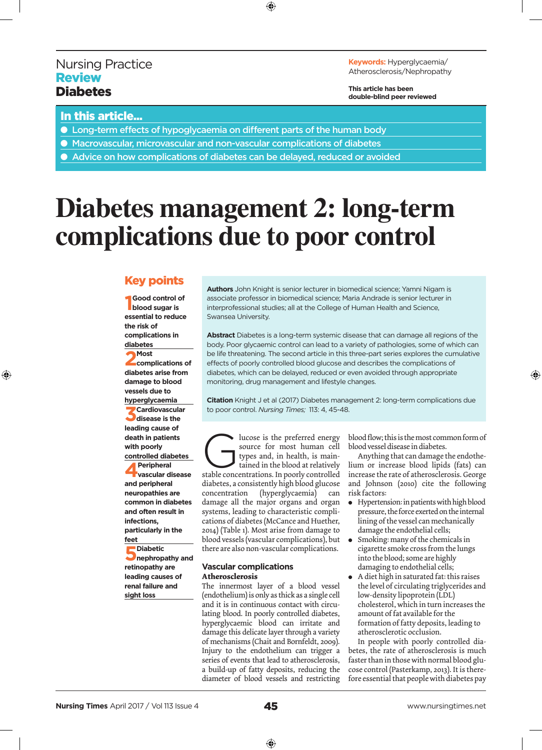Nursing Practice
**Review**
**Diabetes**

**Keywords:** Hyperglycaemia/Atherosclerosis/Nephropathy

**This article has been double-blind peer reviewed**

## In this article...

- Long-term effects of hypoglycaemia on different parts of the human body
- Macrovascular, microvascular and non-vascular complications of diabetes
- Advice on how complications of diabetes can be delayed, reduced or avoided

# Diabetes management 2: long-term complications due to poor control

## Key points

1. Good control of blood sugar is essential to reduce the risk of complications in diabetes
2. Most complications of diabetes arise from damage to blood vessels due to hyperglycaemia
3. Cardiovascular disease is the leading cause of death in patients with poorly controlled diabetes
4. Peripheral vascular disease and peripheral neuropathies are common in diabetes and often result in infections, particularly in the feet
5. Diabetic nephropathy and retinopathy are leading causes of renal failure and sight loss

**Authors** John Knight is senior lecturer in biomedical science; Yamni Nigam is associate professor in biomedical science; Maria Andrade is senior lecturer in interprofessional studies; all at the College of Human Health and Science, Swansea University.

**Abstract** Diabetes is a long-term systemic disease that can damage all regions of the body. Poor glycaemic control can lead to a variety of pathologies, some of which can be life threatening. The second article in this three-part series explores the cumulative effects of poorly controlled blood glucose and describes the complications of diabetes, which can be delayed, reduced or even avoided through appropriate monitoring, drug management and lifestyle changes.

**Citation** Knight J et al (2017) Diabetes management 2: long-term complications due to poor control. *Nursing Times;* 113: 4, 45-48.

Glucose is the preferred energy source for most human cell types and, in health, is maintained in the blood at relatively stable concentrations. In poorly controlled diabetes, a consistently high blood glucose concentration (hyperglycaemia) can damage all the major organs and organ systems, leading to characteristic complications of diabetes (McCance and Huether, 2014) (Table 1). Most arise from damage to blood vessels (vascular complications), but there are also non-vascular complications.

## Vascular complications

### Atherosclerosis

The innermost layer of a blood vessel (endothelium) is only as thick as a single cell and it is in continuous contact with circulating blood. In poorly controlled diabetes, hyperglycaemic blood can irritate and damage this delicate layer through a variety of mechanisms (Chait and Bornfeldt, 2009). Injury to the endothelium can trigger a series of events that lead to atherosclerosis, a build-up of fatty deposits, reducing the diameter of blood vessels and restricting blood flow; this is the most common form of blood vessel disease in diabetes.

Anything that can damage the endothelium or increase blood lipids (fats) can increase the rate of atherosclerosis. George and Johnson (2010) cite the following risk factors:

- Hypertension: in patients with high blood pressure, the force exerted on the internal lining of the vessel can mechanically damage the endothelial cells;
- Smoking: many of the chemicals in cigarette smoke cross from the lungs into the blood; some are highly damaging to endothelial cells;
- A diet high in saturated fat: this raises the level of circulating triglycerides and low-density lipoprotein (LDL) cholesterol, which in turn increases the amount of fat available for the formation of fatty deposits, leading to atherosclerotic occlusion.

In people with poorly controlled diabetes, the rate of atherosclerosis is much faster than in those with normal blood glucose control (Pasterkamp, 2013). It is therefore essential that people with diabetes pay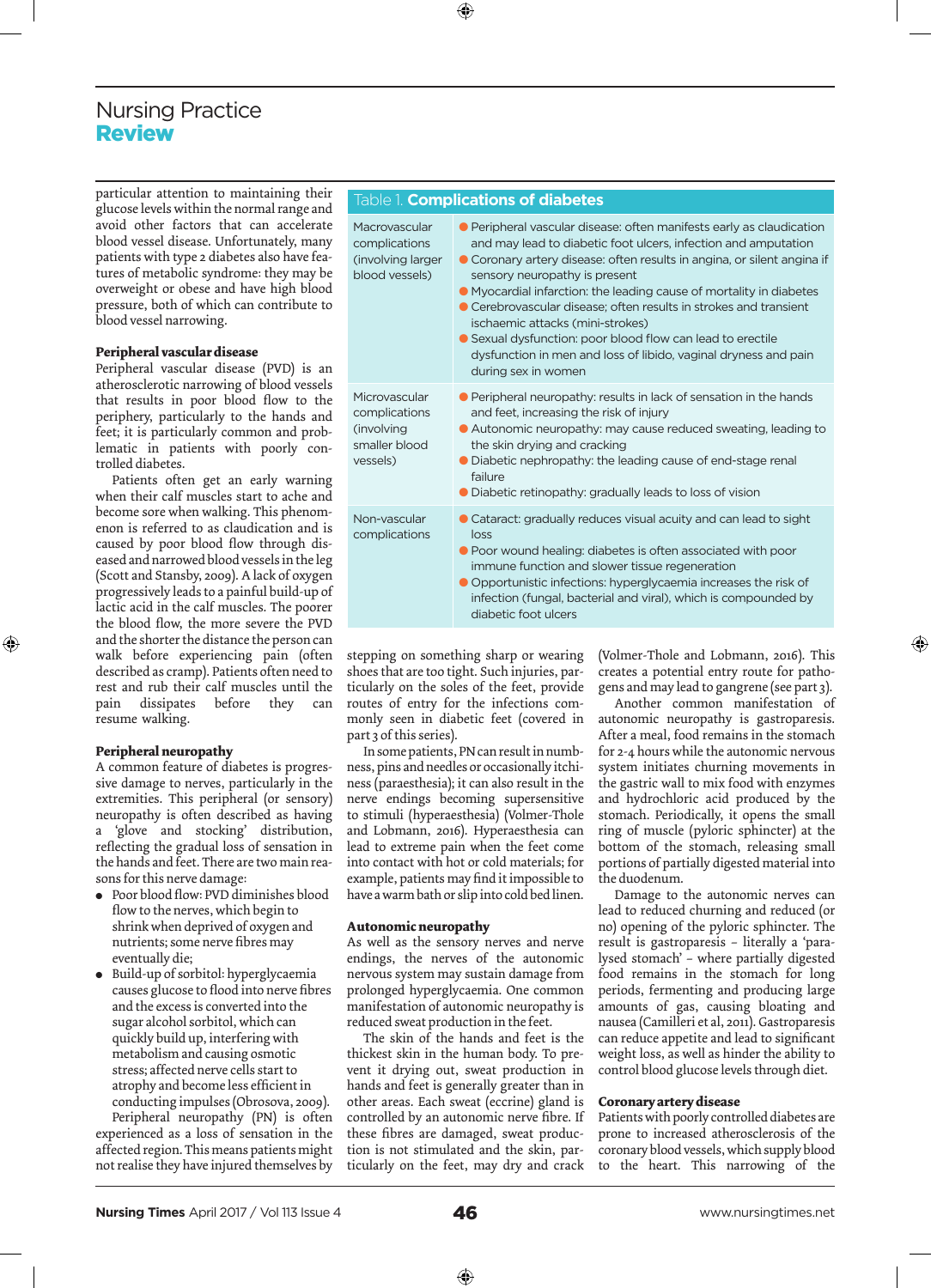particular attention to maintaining their glucose levels within the normal range and avoid other factors that can accelerate blood vessel disease. Unfortunately, many patients with type 2 diabetes also have features of metabolic syndrome: they may be overweight or obese and have high blood pressure, both of which can contribute to blood vessel narrowing.

### Peripheral vascular disease

Peripheral vascular disease (PVD) is an atherosclerotic narrowing of blood vessels that results in poor blood flow to the periphery, particularly to the hands and feet; it is particularly common and problematic in patients with poorly controlled diabetes.

Patients often get an early warning when their calf muscles start to ache and become sore when walking. This phenomenon is referred to as claudication and is caused by poor blood flow through diseased and narrowed blood vessels in the leg (Scott and Stansby, 2009). A lack of oxygen progressively leads to a painful build-up of lactic acid in the calf muscles. The poorer the blood flow, the more severe the PVD and the shorter the distance the person can walk before experiencing pain (often described as cramp). Patients often need to rest and rub their calf muscles until the pain dissipates before they can resume walking.

### Peripheral neuropathy

A common feature of diabetes is progressive damage to nerves, particularly in the extremities. This peripheral (or sensory) neuropathy is often described as having a 'glove and stocking' distribution, reflecting the gradual loss of sensation in the hands and feet. There are two main reasons for this nerve damage:

- Poor blood flow: PVD diminishes blood flow to the nerves, which begin to shrink when deprived of oxygen and nutrients; some nerve fibres may eventually die;
- Build-up of sorbitol: hyperglycaemia causes glucose to flood into nerve fibres and the excess is converted into the sugar alcohol sorbitol, which can quickly build up, interfering with metabolism and causing osmotic stress; affected nerve cells start to atrophy and become less efficient in conducting impulses (Obrosova, 2009).

Peripheral neuropathy (PN) is often experienced as a loss of sensation in the affected region. This means patients might not realise they have injured themselves by stepping on something sharp or wearing shoes that are too tight. Such injuries, particularly on the soles of the feet, provide routes of entry for the infections commonly seen in diabetic feet (covered in part 3 of this series).

In some patients, PN can result in numbness, pins and needles or occasionally itchiness (paraesthesia); it can also result in the nerve endings becoming supersensitive to stimuli (hyperaesthesia) (Volmer-Thole and Lobmann, 2016). Hyperaesthesia can lead to extreme pain when the feet come into contact with hot or cold materials; for example, patients may find it impossible to have a warm bath or slip into cold bed linen.

**Table 1. Complications of diabetes**

| Type | Complications |
|---|---|
| Macrovascular complications (involving larger blood vessels) | • Peripheral vascular disease: often manifests early as claudication and may lead to diabetic foot ulcers, infection and amputation<br>• Coronary artery disease: often results in angina, or silent angina if sensory neuropathy is present<br>• Myocardial infarction: the leading cause of mortality in diabetes<br>• Cerebrovascular disease; often results in strokes and transient ischaemic attacks (mini-strokes)<br>• Sexual dysfunction: poor blood flow can lead to erectile dysfunction in men and loss of libido, vaginal dryness and pain during sex in women |
| Microvascular complications (involving smaller blood vessels) | • Peripheral neuropathy: results in lack of sensation in the hands and feet, increasing the risk of injury<br>• Autonomic neuropathy: may cause reduced sweating, leading to the skin drying and cracking<br>• Diabetic nephropathy: the leading cause of end-stage renal failure<br>• Diabetic retinopathy: gradually leads to loss of vision |
| Non-vascular complications | • Cataract: gradually reduces visual acuity and can lead to sight loss<br>• Poor wound healing: diabetes is often associated with poor immune function and slower tissue regeneration<br>• Opportunistic infections: hyperglycaemia increases the risk of infection (fungal, bacterial and viral), which is compounded by diabetic foot ulcers |

### Autonomic neuropathy

As well as the sensory nerves and nerve endings, the nerves of the autonomic nervous system may sustain damage from prolonged hyperglycaemia. One common manifestation of autonomic neuropathy is reduced sweat production in the feet.

The skin of the hands and feet is the thickest skin in the human body. To prevent it drying out, sweat production in hands and feet is generally greater than in other areas. Each sweat (eccrine) gland is controlled by an autonomic nerve fibre. If these fibres are damaged, sweat production is not stimulated and the skin, particularly on the feet, may dry and crack (Volmer-Thole and Lobmann, 2016). This creates a potential entry route for pathogens and may lead to gangrene (see part 3).

Another common manifestation of autonomic neuropathy is gastroparesis. After a meal, food remains in the stomach for 2-4 hours while the autonomic nervous system initiates churning movements in the gastric wall to mix food with enzymes and hydrochloric acid produced by the stomach. Periodically, it opens the small ring of muscle (pyloric sphincter) at the bottom of the stomach, releasing small portions of partially digested material into the duodenum.

Damage to the autonomic nerves can lead to reduced churning and reduced (or no) opening of the pyloric sphincter. The result is gastroparesis – literally a 'paralysed stomach' – where partially digested food remains in the stomach for long periods, fermenting and producing large amounts of gas, causing bloating and nausea (Camilleri et al, 2011). Gastroparesis can reduce appetite and lead to significant weight loss, as well as hinder the ability to control blood glucose levels through diet.

### Coronary artery disease

Patients with poorly controlled diabetes are prone to increased atherosclerosis of the coronary blood vessels, which supply blood to the heart. This narrowing of the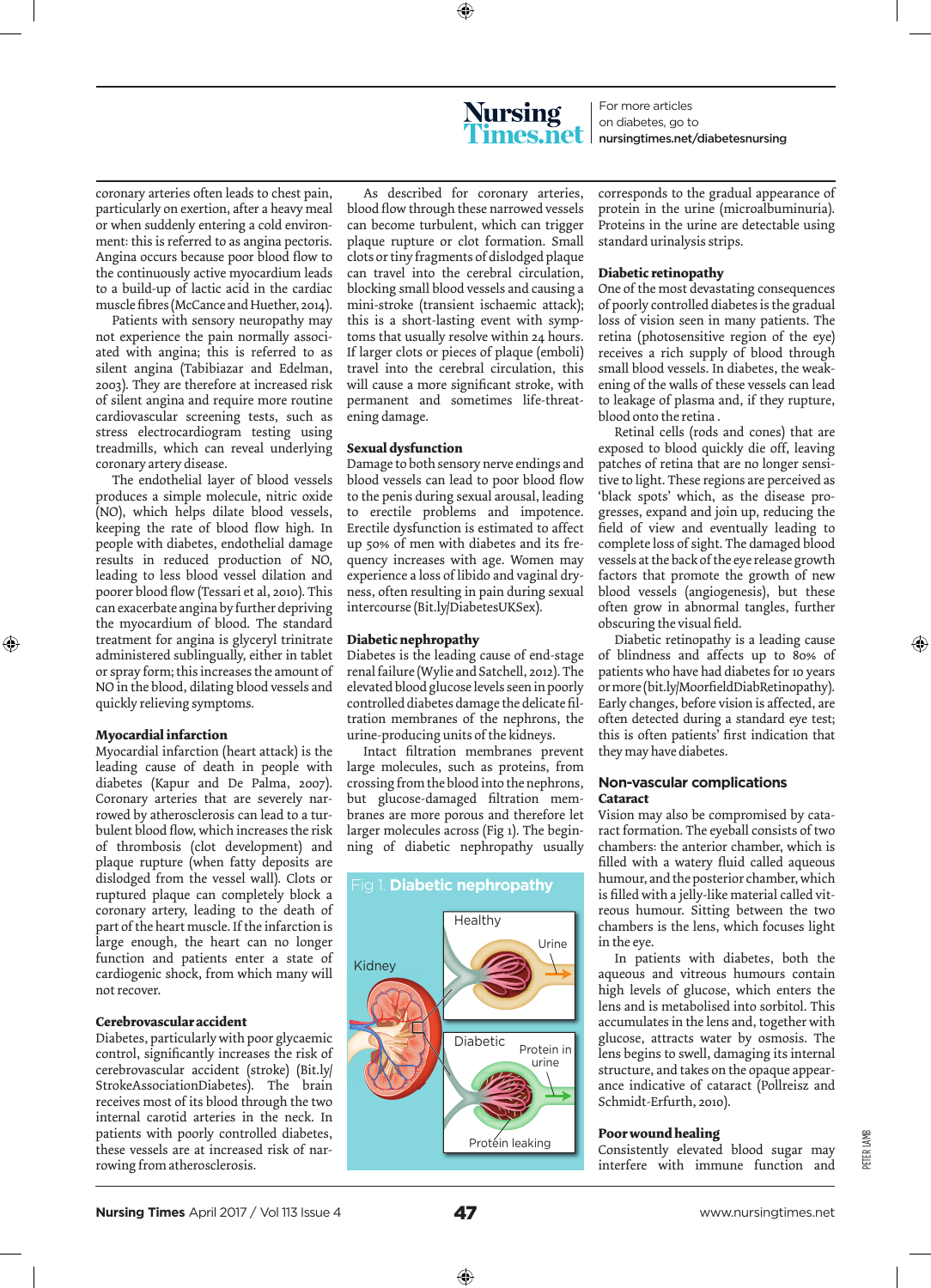coronary arteries often leads to chest pain, particularly on exertion, after a heavy meal or when suddenly entering a cold environment: this is referred to as angina pectoris. Angina occurs because poor blood flow to the continuously active myocardium leads to a build-up of lactic acid in the cardiac muscle fibres (McCance and Huether, 2014).

Patients with sensory neuropathy may not experience the pain normally associated with angina; this is referred to as silent angina (Tabibiazar and Edelman, 2003). They are therefore at increased risk of silent angina and require more routine cardiovascular screening tests, such as stress electrocardiogram testing using treadmills, which can reveal underlying coronary artery disease.

The endothelial layer of blood vessels produces a simple molecule, nitric oxide (NO), which helps dilate blood vessels, keeping the rate of blood flow high. In people with diabetes, endothelial damage results in reduced production of NO, leading to less blood vessel dilation and poorer blood flow (Tessari et al, 2010). This can exacerbate angina by further depriving the myocardium of blood. The standard treatment for angina is glyceryl trinitrate administered sublingually, either in tablet or spray form; this increases the amount of NO in the blood, dilating blood vessels and quickly relieving symptoms.

### Myocardial infarction

Myocardial infarction (heart attack) is the leading cause of death in people with diabetes (Kapur and De Palma, 2007). Coronary arteries that are severely narrowed by atherosclerosis can lead to a turbulent blood flow, which increases the risk of thrombosis (clot development) and plaque rupture (when fatty deposits are dislodged from the vessel wall). Clots or ruptured plaque can completely block a coronary artery, leading to the death of part of the heart muscle. If the infarction is large enough, the heart can no longer function and patients enter a state of cardiogenic shock, from which many will not recover.

### Cerebrovascular accident

Diabetes, particularly with poor glycaemic control, significantly increases the risk of cerebrovascular accident (stroke) (Bit.ly/StrokeAssociationDiabetes). The brain receives most of its blood through the two internal carotid arteries in the neck. In patients with poorly controlled diabetes, these vessels are at increased risk of narrowing from atherosclerosis.

As described for coronary arteries, blood flow through these narrowed vessels can become turbulent, which can trigger plaque rupture or clot formation. Small clots or tiny fragments of dislodged plaque can travel into the cerebral circulation, blocking small blood vessels and causing a mini-stroke (transient ischaemic attack); this is a short-lasting event with symptoms that usually resolve within 24 hours. If larger clots or pieces of plaque (emboli) travel into the cerebral circulation, this will cause a more significant stroke, with permanent and sometimes life-threatening damage.

### Sexual dysfunction

Damage to both sensory nerve endings and blood vessels can lead to poor blood flow to the penis during sexual arousal, leading to erectile problems and impotence. Erectile dysfunction is estimated to affect up 50% of men with diabetes and its frequency increases with age. Women may experience a loss of libido and vaginal dryness, often resulting in pain during sexual intercourse (Bit.ly/DiabetesUKSex).

### Diabetic nephropathy

Diabetes is the leading cause of end-stage renal failure (Wylie and Satchell, 2012). The elevated blood glucose levels seen in poorly controlled diabetes damage the delicate filtration membranes of the nephrons, the urine-producing units of the kidneys.

Intact filtration membranes prevent large molecules, such as proteins, from crossing from the blood into the nephrons, but glucose-damaged filtration membranes are more porous and therefore let larger molecules across (Fig 1). The beginning of diabetic nephropathy usually corresponds to the gradual appearance of protein in the urine (microalbuminuria). Proteins in the urine are detectable using standard urinalysis strips.

**Fig 1. Diabetic nephropathy**

Kidney — Healthy: Urine; Diabetic: Protein in urine; Protein leaking

### Diabetic retinopathy

One of the most devastating consequences of poorly controlled diabetes is the gradual loss of vision seen in many patients. The retina (photosensitive region of the eye) receives a rich supply of blood through small blood vessels. In diabetes, the weakening of the walls of these vessels can lead to leakage of plasma and, if they rupture, blood onto the retina .

Retinal cells (rods and cones) that are exposed to blood quickly die off, leaving patches of retina that are no longer sensitive to light. These regions are perceived as 'black spots' which, as the disease progresses, expand and join up, reducing the field of view and eventually leading to complete loss of sight. The damaged blood vessels at the back of the eye release growth factors that promote the growth of new blood vessels (angiogenesis), but these often grow in abnormal tangles, further obscuring the visual field.

Diabetic retinopathy is a leading cause of blindness and affects up to 80% of patients who have had diabetes for 10 years or more (bit.ly/MoorfieldDiabRetinopathy). Early changes, before vision is affected, are often detected during a standard eye test; this is often patients' first indication that they may have diabetes.

## Non-vascular complications

### Cataract

Vision may also be compromised by cataract formation. The eyeball consists of two chambers: the anterior chamber, which is filled with a watery fluid called aqueous humour, and the posterior chamber, which is filled with a jelly-like material called vitreous humour. Sitting between the two chambers is the lens, which focuses light in the eye.

In patients with diabetes, both the aqueous and vitreous humours contain high levels of glucose, which enters the lens and is metabolised into sorbitol. This accumulates in the lens and, together with glucose, attracts water by osmosis. The lens begins to swell, damaging its internal structure, and takes on the opaque appearance indicative of cataract (Pollreisz and Schmidt-Erfurth, 2010).

### Poor wound healing

Consistently elevated blood sugar may interfere with immune function and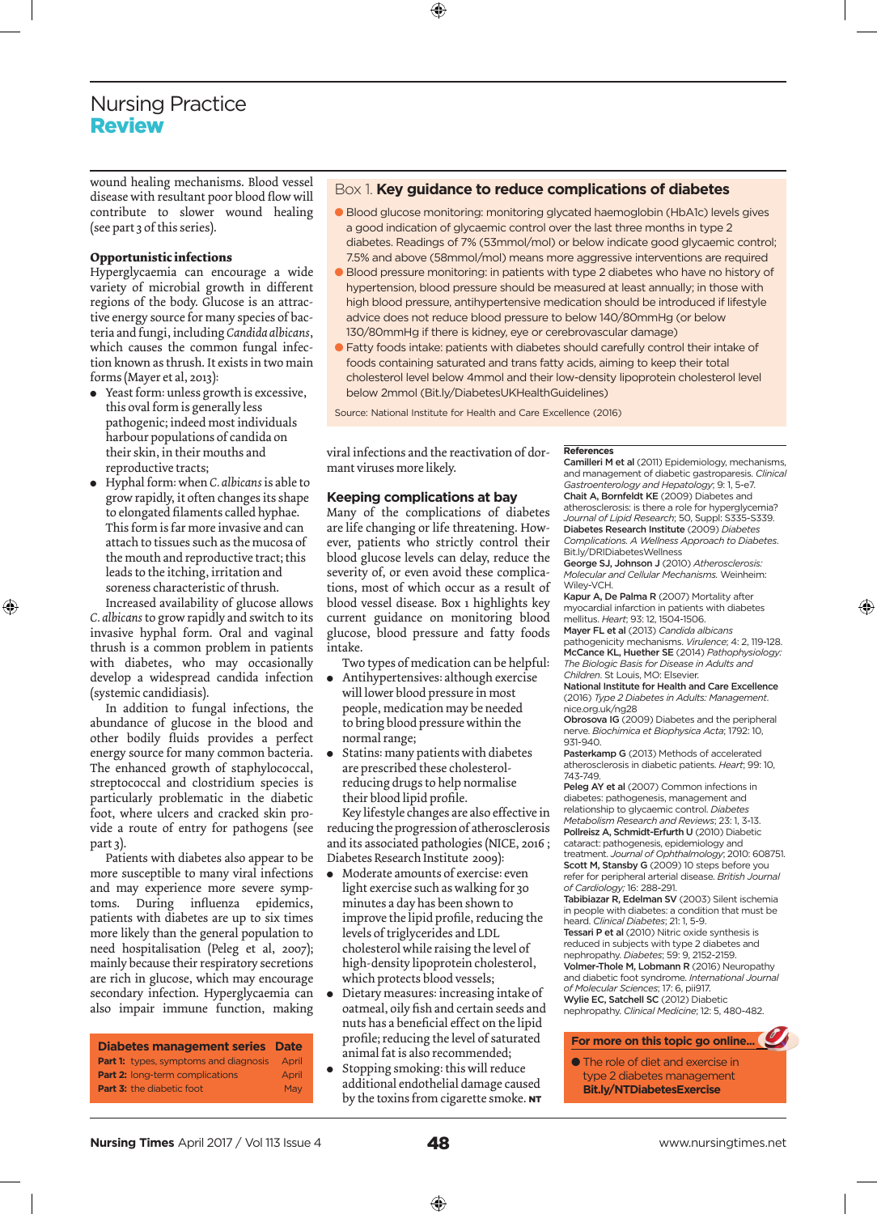wound healing mechanisms. Blood vessel disease with resultant poor blood flow will contribute to slower wound healing (see part 3 of this series).

**Opportunistic infections**

Hyperglycaemia can encourage a wide variety of microbial growth in different regions of the body. Glucose is an attractive energy source for many species of bacteria and fungi, including *Candida albicans*, which causes the common fungal infection known as thrush. It exists in two main forms (Mayer et al, 2013):

- Yeast form: unless growth is excessive, this oval form is generally less pathogenic; indeed most individuals harbour populations of candida on their skin, in their mouths and reproductive tracts;
- Hyphal form: when *C. albicans* is able to grow rapidly, it often changes its shape to elongated filaments called hyphae. This form is far more invasive and can attach to tissues such as the mucosa of the mouth and reproductive tract; this leads to the itching, irritation and soreness characteristic of thrush.

Increased availability of glucose allows *C. albicans* to grow rapidly and switch to its invasive hyphal form. Oral and vaginal thrush is a common problem in patients with diabetes, who may occasionally develop a widespread candida infection (systemic candidiasis).

In addition to fungal infections, the abundance of glucose in the blood and other bodily fluids provides a perfect energy source for many common bacteria. The enhanced growth of staphylococcal, streptococcal and clostridium species is particularly problematic in the diabetic foot, where ulcers and cracked skin provide a route of entry for pathogens (see part 3).

Patients with diabetes also appear to be more susceptible to many viral infections and may experience more severe symptoms. During influenza epidemics, patients with diabetes are up to six times more likely than the general population to need hospitalisation (Peleg et al, 2007); mainly because their respiratory secretions are rich in glucose, which may encourage secondary infection. Hyperglycaemia can also impair immune function, making viral infections and the reactivation of dormant viruses more likely.

## Box 1. Key guidance to reduce complications of diabetes

- Blood glucose monitoring: monitoring glycated haemoglobin (HbA1c) levels gives a good indication of glycaemic control over the last three months in type 2 diabetes. Readings of 7% (53mmol/mol) or below indicate good glycaemic control; 7.5% and above (58mmol/mol) means more aggressive interventions are required
- Blood pressure monitoring: in patients with type 2 diabetes who have no history of hypertension, blood pressure should be measured at least annually; in those with high blood pressure, antihypertensive medication should be introduced if lifestyle advice does not reduce blood pressure to below 140/80mmHg (or below 130/80mmHg if there is kidney, eye or cerebrovascular damage)
- Fatty foods intake: patients with diabetes should carefully control their intake of foods containing saturated and trans fatty acids, aiming to keep their total cholesterol level below 4mmol and their low-density lipoprotein cholesterol level below 2mmol (Bit.ly/DiabetesUKHealthGuidelines)

Source: National Institute for Health and Care Excellence (2016)

## Keeping complications at bay

Many of the complications of diabetes are life changing or life threatening. However, patients who strictly control their blood glucose levels can delay, reduce the severity of, or even avoid these complications, most of which occur as a result of blood vessel disease. Box 1 highlights key current guidance on monitoring blood glucose, blood pressure and fatty foods intake.

Two types of medication can be helpful:

- Antihypertensives: although exercise will lower blood pressure in most people, medication may be needed to bring blood pressure within the normal range;
- Statins: many patients with diabetes are prescribed these cholesterol-reducing drugs to help normalise their blood lipid profile.

Key lifestyle changes are also effective in reducing the progression of atherosclerosis and its associated pathologies (NICE, 2016 ; Diabetes Research Institute 2009):

- Moderate amounts of exercise: even light exercise such as walking for 30 minutes a day has been shown to improve the lipid profile, reducing the levels of triglycerides and LDL cholesterol while raising the level of high-density lipoprotein cholesterol, which protects blood vessels;
- Dietary measures: increasing intake of oatmeal, oily fish and certain seeds and nuts has a beneficial effect on the lipid profile; reducing the level of saturated animal fat is also recommended;
- Stopping smoking: this will reduce additional endothelial damage caused by the toxins from cigarette smoke. **NT**

| Diabetes management series | Date |
|---|---|
| **Part 1:** types, symptoms and diagnosis | April |
| **Part 2:** long-term complications | April |
| **Part 3:** the diabetic foot | May |

## References

**Camilleri M et al** (2011) Epidemiology, mechanisms, and management of diabetic gastroparesis. *Clinical Gastroenterology and Hepatology*; 9: 1, 5-e7.

**Chait A, Bornfeldt KE** (2009) Diabetes and atherosclerosis: is there a role for hyperglycemia? *Journal of Lipid Research*; 50, Suppl: S335-S339.

**Diabetes Research Institute** (2009) *Diabetes Complications. A Wellness Approach to Diabetes*. Bit.ly/DRIDiabetesWellness

**George SJ, Johnson J** (2010) *Atherosclerosis: Molecular and Cellular Mechanisms*. Weinheim: Wiley-VCH.

**Kapur A, De Palma R** (2007) Mortality after myocardial infarction in patients with diabetes mellitus. *Heart*; 93: 12, 1504-1506.

**Mayer FL et al** (2013) *Candida albicans* pathogenicity mechanisms. *Virulence*; 4: 2, 119-128.

**McCance KL, Huether SE** (2014) *Pathophysiology: The Biologic Basis for Disease in Adults and Children*. St Louis, MO: Elsevier.

**National Institute for Health and Care Excellence** (2016) *Type 2 Diabetes in Adults: Management*. nice.org.uk/ng28

**Obrosova IG** (2009) Diabetes and the peripheral nerve. *Biochimica et Biophysica Acta*; 1792: 10, 931-940.

**Pasterkamp G** (2013) Methods of accelerated atherosclerosis in diabetic patients. *Heart*; 99: 10, 743-749.

**Peleg AY et al** (2007) Common infections in diabetes: pathogenesis, management and relationship to glycaemic control. *Diabetes Metabolism Research and Reviews*; 23: 1, 3-13.

**Pollreisz A, Schmidt-Erfurth U** (2010) Diabetic cataract: pathogenesis, epidemiology and treatment. *Journal of Ophthalmology*; 2010: 608751.

**Scott M, Stansby G** (2009) 10 steps before you refer for peripheral arterial disease. *British Journal of Cardiology*; 16: 288-291.

**Tabibiazar R, Edelman SV** (2003) Silent ischemia in people with diabetes: a condition that must be heard. *Clinical Diabetes*; 21: 1, 5-9.

**Tessari P et al** (2010) Nitric oxide synthesis is reduced in subjects with type 2 diabetes and nephropathy. *Diabetes*; 59: 9, 2152-2159.

**Volmer-Thole M, Lobmann R** (2016) Neuropathy and diabetic foot syndrome. *International Journal of Molecular Sciences*; 17: 6, pii917.

**Wylie EC, Satchell SC** (2012) Diabetic nephropathy. *Clinical Medicine*; 12: 5, 480-482.

**For more on this topic go online...**

- The role of diet and exercise in type 2 diabetes management **Bit.ly/NTDiabetesExercise**